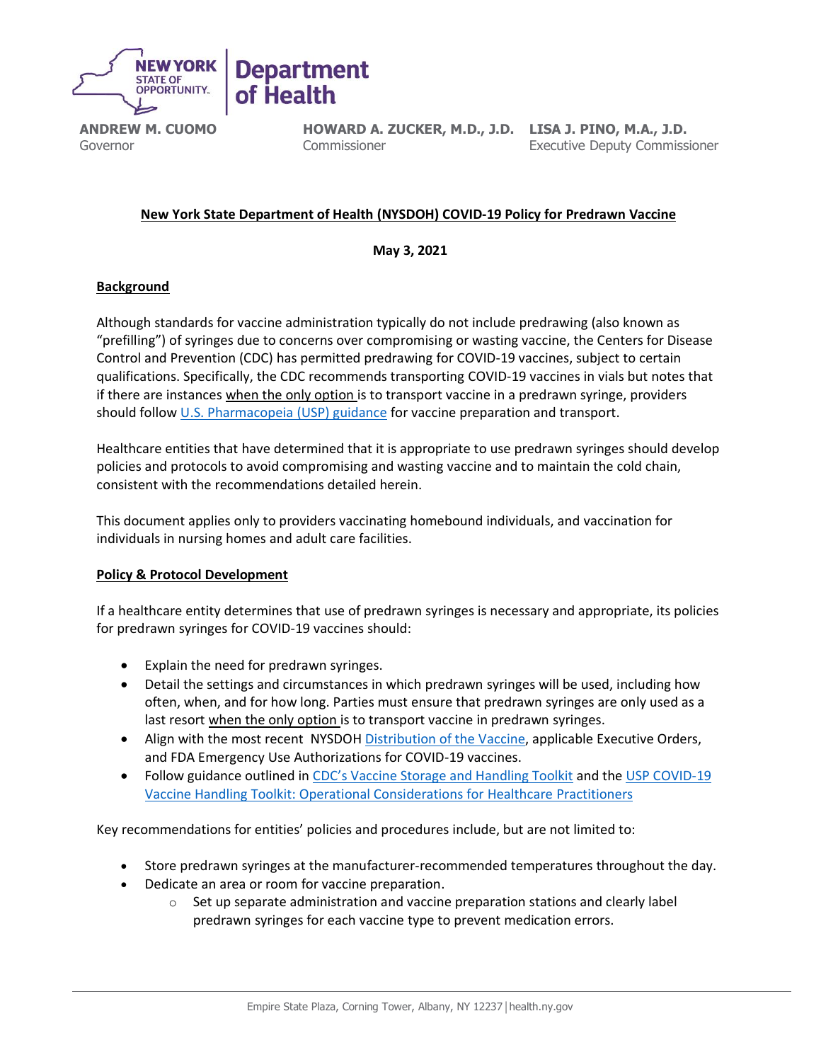**ANDREW M. CUOMO**
Governor

**HOWARD A. ZUCKER, M.D., J.D.**
Commissioner

**LISA J. PINO, M.A., J.D.**
Executive Deputy Commissioner

# New York State Department of Health (NYSDOH) COVID-19 Policy for Predrawn Vaccine

**May 3, 2021**

## Background

Although standards for vaccine administration typically do not include predrawing (also known as "prefilling") of syringes due to concerns over compromising or wasting vaccine, the Centers for Disease Control and Prevention (CDC) has permitted predrawing for COVID-19 vaccines, subject to certain qualifications. Specifically, the CDC recommends transporting COVID-19 vaccines in vials but notes that if there are instances when the only option is to transport vaccine in a predrawn syringe, providers should follow U.S. Pharmacopeia (USP) guidance for vaccine preparation and transport.

Healthcare entities that have determined that it is appropriate to use predrawn syringes should develop policies and protocols to avoid compromising and wasting vaccine and to maintain the cold chain, consistent with the recommendations detailed herein.

This document applies only to providers vaccinating homebound individuals, and vaccination for individuals in nursing homes and adult care facilities.

## Policy & Protocol Development

If a healthcare entity determines that use of predrawn syringes is necessary and appropriate, its policies for predrawn syringes for COVID-19 vaccines should:

- Explain the need for predrawn syringes.
- Detail the settings and circumstances in which predrawn syringes will be used, including how often, when, and for how long. Parties must ensure that predrawn syringes are only used as a last resort when the only option is to transport vaccine in predrawn syringes.
- Align with the most recent NYSDOH Distribution of the Vaccine, applicable Executive Orders, and FDA Emergency Use Authorizations for COVID-19 vaccines.
- Follow guidance outlined in CDC's Vaccine Storage and Handling Toolkit and the USP COVID-19 Vaccine Handling Toolkit: Operational Considerations for Healthcare Practitioners

Key recommendations for entities' policies and procedures include, but are not limited to:

- Store predrawn syringes at the manufacturer-recommended temperatures throughout the day.
- Dedicate an area or room for vaccine preparation.
  - Set up separate administration and vaccine preparation stations and clearly label predrawn syringes for each vaccine type to prevent medication errors.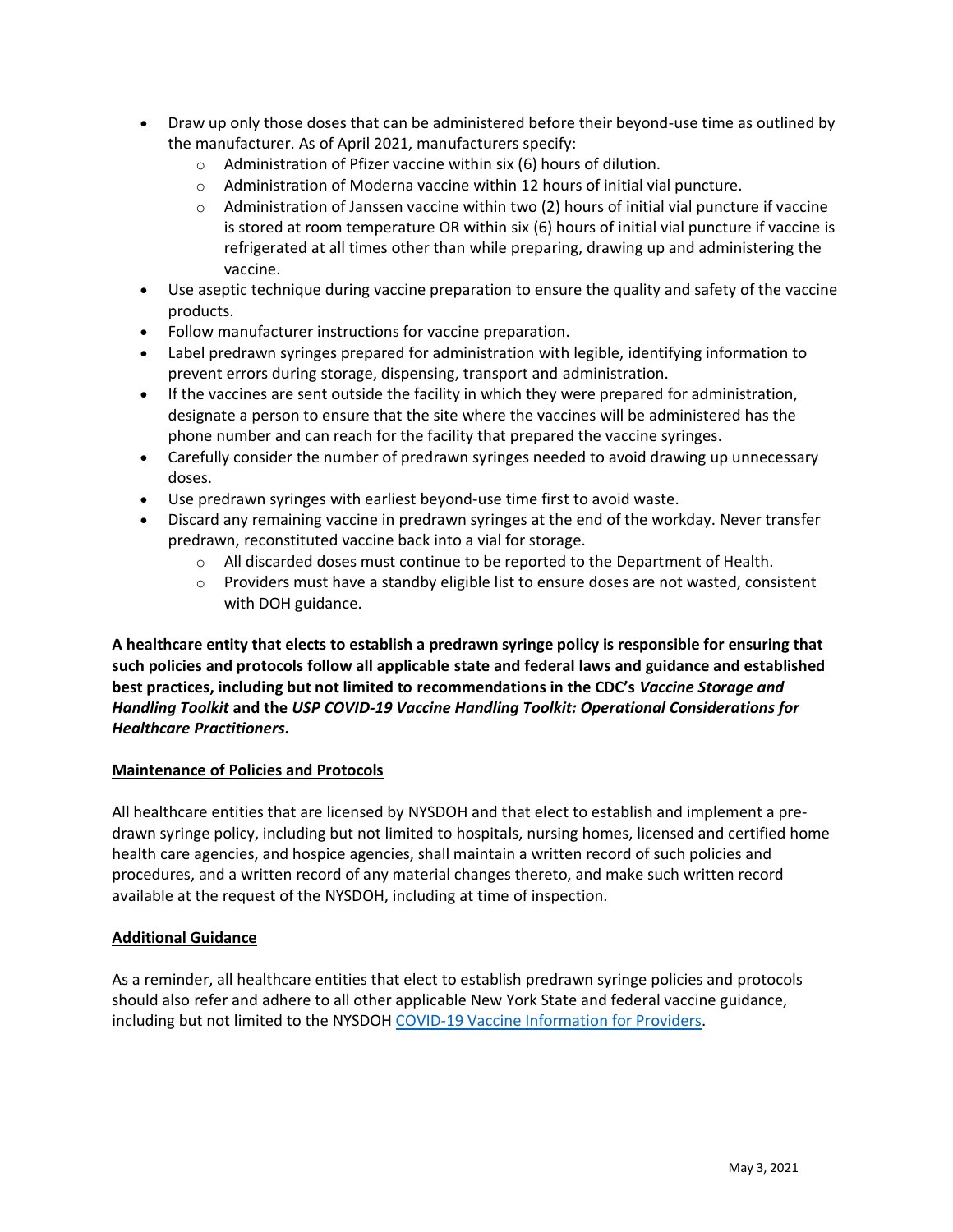- Draw up only those doses that can be administered before their beyond-use time as outlined by the manufacturer. As of April 2021, manufacturers specify:
    - Administration of Pfizer vaccine within six (6) hours of dilution.
    - Administration of Moderna vaccine within 12 hours of initial vial puncture.
    - Administration of Janssen vaccine within two (2) hours of initial vial puncture if vaccine is stored at room temperature OR within six (6) hours of initial vial puncture if vaccine is refrigerated at all times other than while preparing, drawing up and administering the vaccine.
- Use aseptic technique during vaccine preparation to ensure the quality and safety of the vaccine products.
- Follow manufacturer instructions for vaccine preparation.
- Label predrawn syringes prepared for administration with legible, identifying information to prevent errors during storage, dispensing, transport and administration.
- If the vaccines are sent outside the facility in which they were prepared for administration, designate a person to ensure that the site where the vaccines will be administered has the phone number and can reach for the facility that prepared the vaccine syringes.
- Carefully consider the number of predrawn syringes needed to avoid drawing up unnecessary doses.
- Use predrawn syringes with earliest beyond-use time first to avoid waste.
- Discard any remaining vaccine in predrawn syringes at the end of the workday. Never transfer predrawn, reconstituted vaccine back into a vial for storage.
    - All discarded doses must continue to be reported to the Department of Health.
    - Providers must have a standby eligible list to ensure doses are not wasted, consistent with DOH guidance.

**A healthcare entity that elects to establish a predrawn syringe policy is responsible for ensuring that such policies and protocols follow all applicable state and federal laws and guidance and established best practices, including but not limited to recommendations in the CDC's *Vaccine Storage and Handling Toolkit* and the *USP COVID-19 Vaccine Handling Toolkit: Operational Considerations for Healthcare Practitioners*.**

## Maintenance of Policies and Protocols

All healthcare entities that are licensed by NYSDOH and that elect to establish and implement a pre-drawn syringe policy, including but not limited to hospitals, nursing homes, licensed and certified home health care agencies, and hospice agencies, shall maintain a written record of such policies and procedures, and a written record of any material changes thereto, and make such written record available at the request of the NYSDOH, including at time of inspection.

## Additional Guidance

As a reminder, all healthcare entities that elect to establish predrawn syringe policies and protocols should also refer and adhere to all other applicable New York State and federal vaccine guidance, including but not limited to the NYSDOH COVID-19 Vaccine Information for Providers.

May 3, 2021